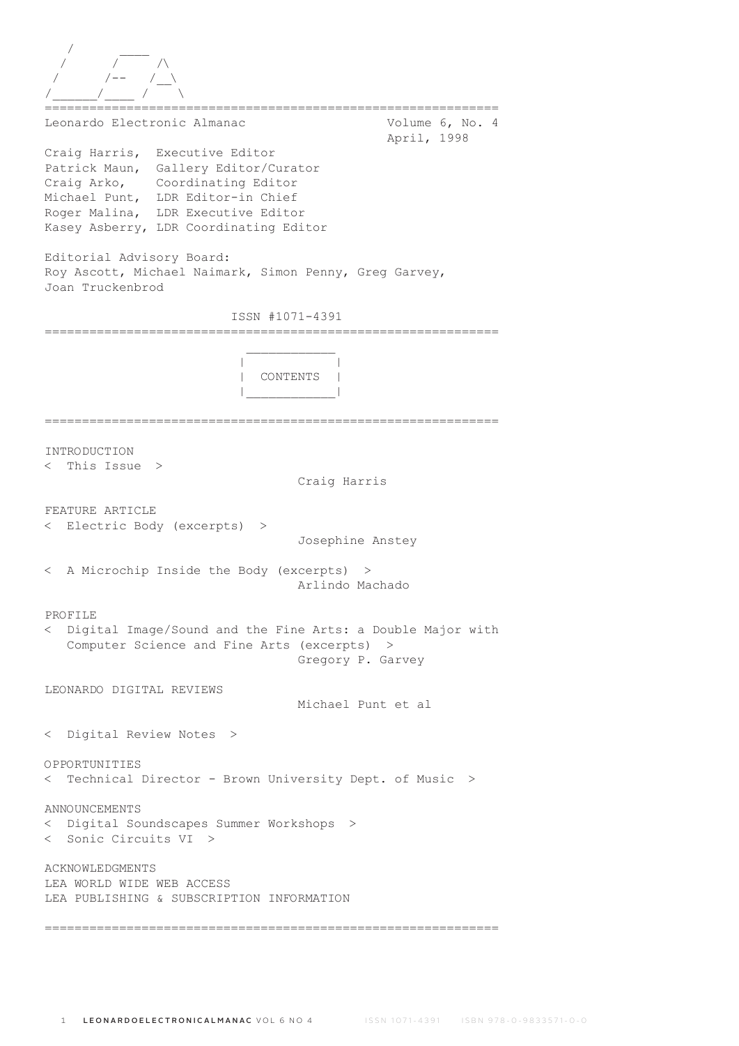```
   /       ____
  /       /     /\
 /       /--   /__\
/______/____ /    \
```

=============================================================

Leonardo Electronic Almanac — Volume 6, No. 4 — April, 1998

Craig Harris, Executive Editor
Patrick Maun, Gallery Editor/Curator
Craig Arko, Coordinating Editor
Michael Punt, LDR Editor-in Chief
Roger Malina, LDR Executive Editor
Kasey Asberry, LDR Coordinating Editor

Editorial Advisory Board:
Roy Ascott, Michael Naimark, Simon Penny, Greg Garvey, Joan Truckenbrod

ISSN #1071-4391

=============================================================

## CONTENTS

=============================================================

INTRODUCTION
< This Issue > — Craig Harris

FEATURE ARTICLE
< Electric Body (excerpts) > — Josephine Anstey

< A Microchip Inside the Body (excerpts) > — Arlindo Machado

PROFILE
< Digital Image/Sound and the Fine Arts: a Double Major with Computer Science and Fine Arts (excerpts) > — Gregory P. Garvey

LEONARDO DIGITAL REVIEWS — Michael Punt et al

< Digital Review Notes >

OPPORTUNITIES
< Technical Director - Brown University Dept. of Music >

ANNOUNCEMENTS
< Digital Soundscapes Summer Workshops >
< Sonic Circuits VI >

ACKNOWLEDGMENTS
LEA WORLD WIDE WEB ACCESS
LEA PUBLISHING & SUBSCRIPTION INFORMATION

=============================================================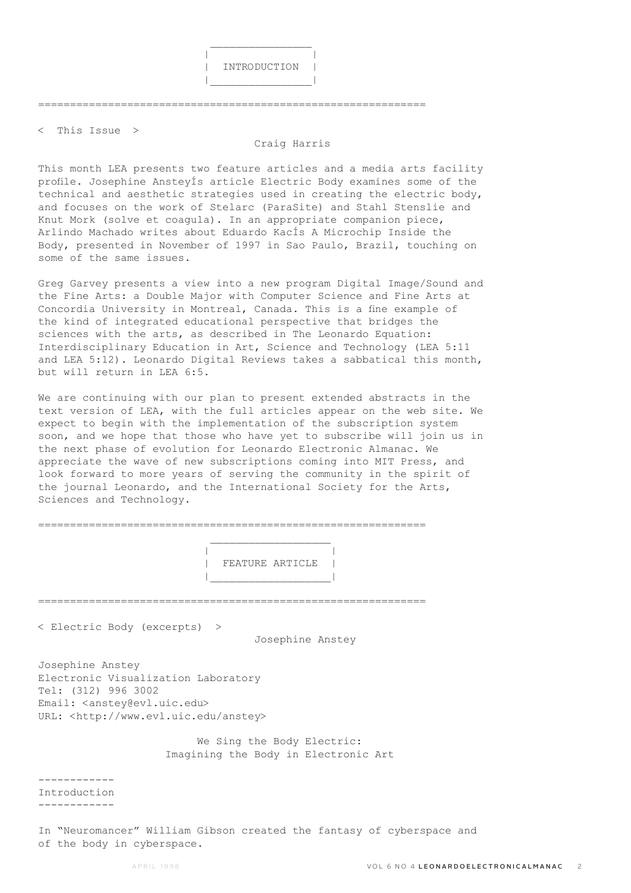## INTRODUCTION

### < This Issue >

Craig Harris

This month LEA presents two feature articles and a media arts facility profile. Josephine AnsteyÍs article Electric Body examines some of the technical and aesthetic strategies used in creating the electric body, and focuses on the work of Stelarc (ParaSite) and Stahl Stenslie and Knut Mork (solve et coagula). In an appropriate companion piece, Arlindo Machado writes about Eduardo KacÍs A Microchip Inside the Body, presented in November of 1997 in Sao Paulo, Brazil, touching on some of the same issues.

Greg Garvey presents a view into a new program Digital Image/Sound and the Fine Arts: a Double Major with Computer Science and Fine Arts at Concordia University in Montreal, Canada. This is a fine example of the kind of integrated educational perspective that bridges the sciences with the arts, as described in The Leonardo Equation: Interdisciplinary Education in Art, Science and Technology (LEA 5:11 and LEA 5:12). Leonardo Digital Reviews takes a sabbatical this month, but will return in LEA 6:5.

We are continuing with our plan to present extended abstracts in the text version of LEA, with the full articles appear on the web site. We expect to begin with the implementation of the subscription system soon, and we hope that those who have yet to subscribe will join us in the next phase of evolution for Leonardo Electronic Almanac. We appreciate the wave of new subscriptions coming into MIT Press, and look forward to more years of serving the community in the spirit of the journal Leonardo, and the International Society for the Arts, Sciences and Technology.

## FEATURE ARTICLE

### < Electric Body (excerpts) >

Josephine Anstey

Josephine Anstey
Electronic Visualization Laboratory
Tel: (312) 996 3002
Email: <anstey@evl.uic.edu>
URL: <http://www.evl.uic.edu/anstey>

We Sing the Body Electric:
Imagining the Body in Electronic Art

#### Introduction

In "Neuromancer" William Gibson created the fantasy of cyberspace and of the body in cyberspace.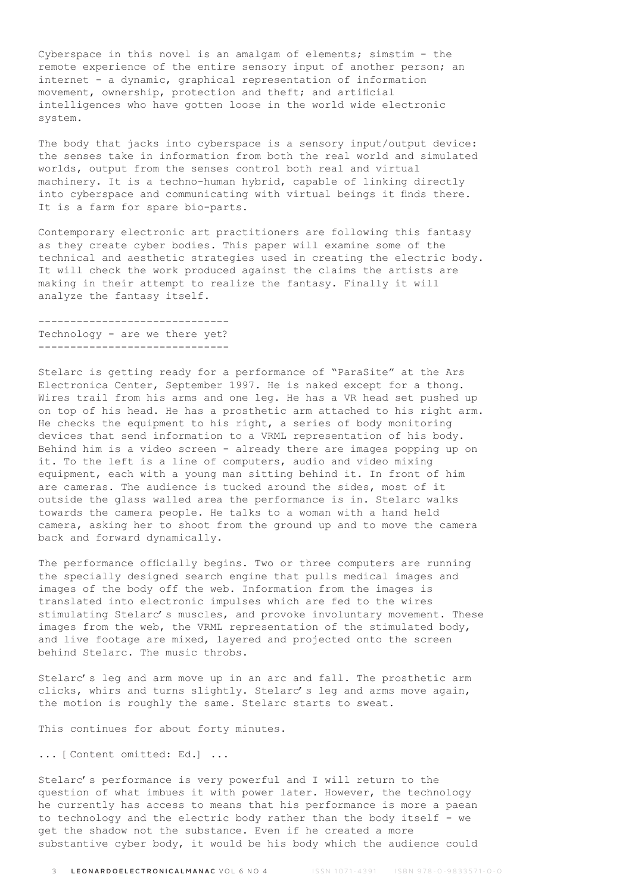Cyberspace in this novel is an amalgam of elements; simstim - the remote experience of the entire sensory input of another person; an internet - a dynamic, graphical representation of information movement, ownership, protection and theft; and artificial intelligences who have gotten loose in the world wide electronic system.

The body that jacks into cyberspace is a sensory input/output device: the senses take in information from both the real world and simulated worlds, output from the senses control both real and virtual machinery. It is a techno-human hybrid, capable of linking directly into cyberspace and communicating with virtual beings it finds there. It is a farm for spare bio-parts.

Contemporary electronic art practitioners are following this fantasy as they create cyber bodies. This paper will examine some of the technical and aesthetic strategies used in creating the electric body. It will check the work produced against the claims the artists are making in their attempt to realize the fantasy. Finally it will analyze the fantasy itself.

------------------------------
Technology - are we there yet?
------------------------------

Stelarc is getting ready for a performance of "ParaSite" at the Ars Electronica Center, September 1997. He is naked except for a thong. Wires trail from his arms and one leg. He has a VR head set pushed up on top of his head. He has a prosthetic arm attached to his right arm. He checks the equipment to his right, a series of body monitoring devices that send information to a VRML representation of his body. Behind him is a video screen - already there are images popping up on it. To the left is a line of computers, audio and video mixing equipment, each with a young man sitting behind it. In front of him are cameras. The audience is tucked around the sides, most of it outside the glass walled area the performance is in. Stelarc walks towards the camera people. He talks to a woman with a hand held camera, asking her to shoot from the ground up and to move the camera back and forward dynamically.

The performance officially begins. Two or three computers are running the specially designed search engine that pulls medical images and images of the body off the web. Information from the images is translated into electronic impulses which are fed to the wires stimulating Stelarc's muscles, and provoke involuntary movement. These images from the web, the VRML representation of the stimulated body, and live footage are mixed, layered and projected onto the screen behind Stelarc. The music throbs.

Stelarc's leg and arm move up in an arc and fall. The prosthetic arm clicks, whirs and turns slightly. Stelarc's leg and arms move again, the motion is roughly the same. Stelarc starts to sweat.

This continues for about forty minutes.

... [Content omitted: Ed.] ...

Stelarc's performance is very powerful and I will return to the question of what imbues it with power later. However, the technology he currently has access to means that his performance is more a paean to technology and the electric body rather than the body itself - we get the shadow not the substance. Even if he created a more substantive cyber body, it would be his body which the audience could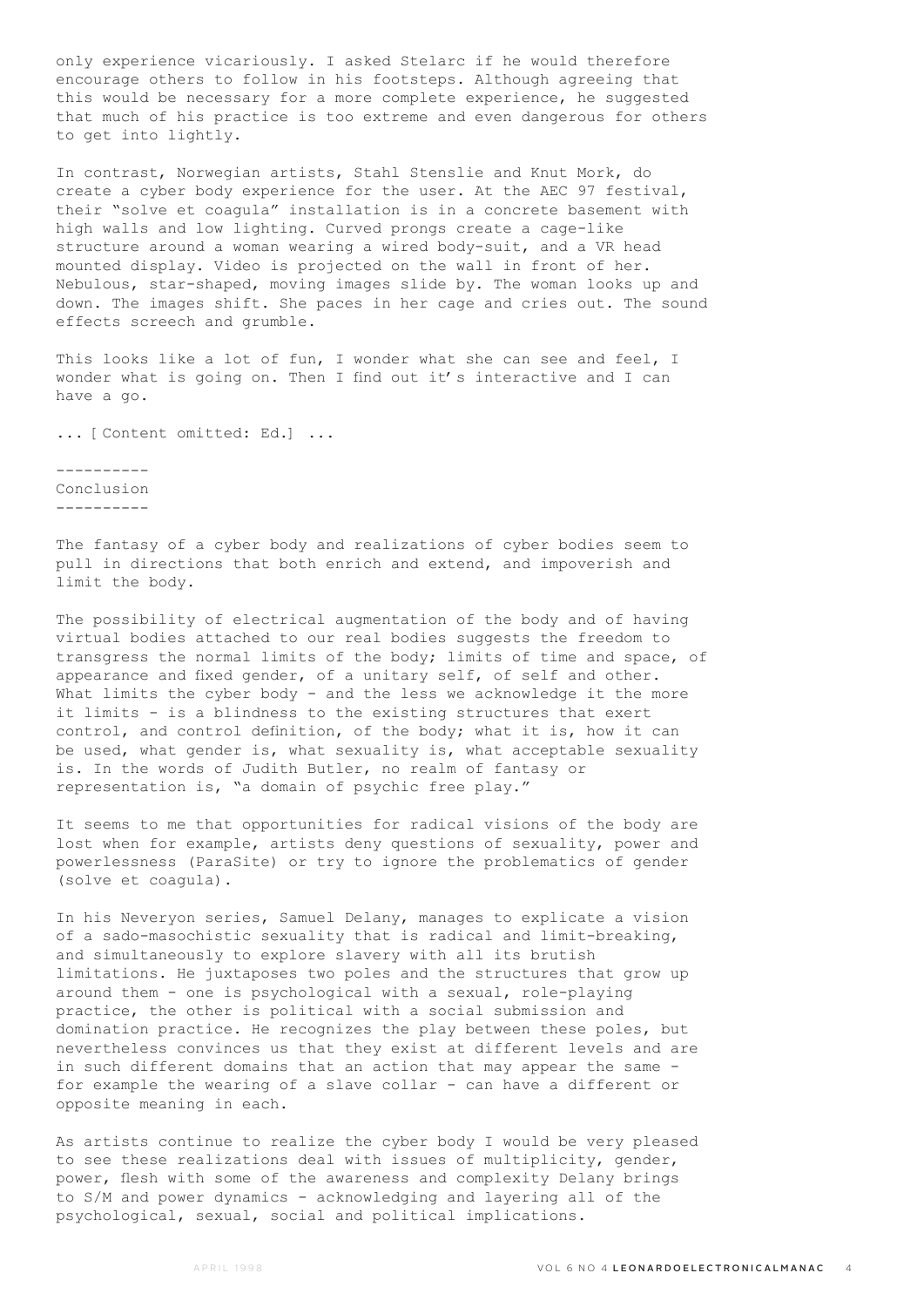only experience vicariously. I asked Stelarc if he would therefore encourage others to follow in his footsteps. Although agreeing that this would be necessary for a more complete experience, he suggested that much of his practice is too extreme and even dangerous for others to get into lightly.

In contrast, Norwegian artists, Stahl Stenslie and Knut Mork, do create a cyber body experience for the user. At the AEC 97 festival, their "solve et coagula" installation is in a concrete basement with high walls and low lighting. Curved prongs create a cage-like structure around a woman wearing a wired body-suit, and a VR head mounted display. Video is projected on the wall in front of her. Nebulous, star-shaped, moving images slide by. The woman looks up and down. The images shift. She paces in her cage and cries out. The sound effects screech and grumble.

This looks like a lot of fun, I wonder what she can see and feel, I wonder what is going on. Then I find out it's interactive and I can have a go.

... [ Content omitted: Ed.] ...

## Conclusion

The fantasy of a cyber body and realizations of cyber bodies seem to pull in directions that both enrich and extend, and impoverish and limit the body.

The possibility of electrical augmentation of the body and of having virtual bodies attached to our real bodies suggests the freedom to transgress the normal limits of the body; limits of time and space, of appearance and fixed gender, of a unitary self, of self and other. What limits the cyber body - and the less we acknowledge it the more it limits - is a blindness to the existing structures that exert control, and control definition, of the body; what it is, how it can be used, what gender is, what sexuality is, what acceptable sexuality is. In the words of Judith Butler, no realm of fantasy or representation is, "a domain of psychic free play."

It seems to me that opportunities for radical visions of the body are lost when for example, artists deny questions of sexuality, power and powerlessness (ParaSite) or try to ignore the problematics of gender (solve et coagula).

In his Neveryon series, Samuel Delany, manages to explicate a vision of a sado-masochistic sexuality that is radical and limit-breaking, and simultaneously to explore slavery with all its brutish limitations. He juxtaposes two poles and the structures that grow up around them - one is psychological with a sexual, role-playing practice, the other is political with a social submission and domination practice. He recognizes the play between these poles, but nevertheless convinces us that they exist at different levels and are in such different domains that an action that may appear the same - for example the wearing of a slave collar - can have a different or opposite meaning in each.

As artists continue to realize the cyber body I would be very pleased to see these realizations deal with issues of multiplicity, gender, power, flesh with some of the awareness and complexity Delany brings to S/M and power dynamics - acknowledging and layering all of the psychological, sexual, social and political implications.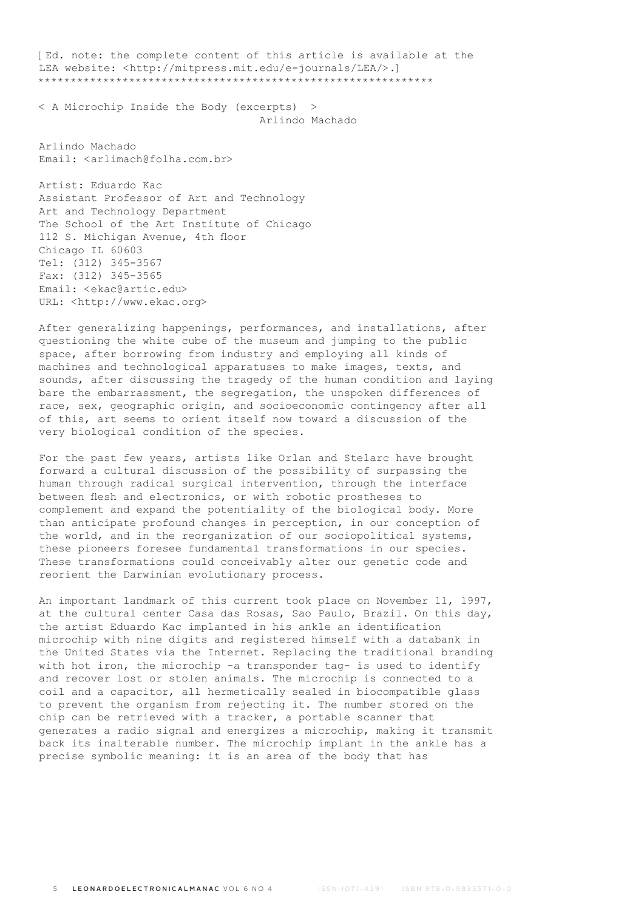[ Ed. note: the complete content of this article is available at the LEA website: <http://mitpress.mit.edu/e-journals/LEA/>.]
*************************************************************

< A Microchip Inside the Body (excerpts) >
Arlindo Machado

Arlindo Machado
Email: <arlimach@folha.com.br>

Artist: Eduardo Kac
Assistant Professor of Art and Technology
Art and Technology Department
The School of the Art Institute of Chicago
112 S. Michigan Avenue, 4th floor
Chicago IL 60603
Tel: (312) 345-3567
Fax: (312) 345-3565
Email: <ekac@artic.edu>
URL: <http://www.ekac.org>

After generalizing happenings, performances, and installations, after questioning the white cube of the museum and jumping to the public space, after borrowing from industry and employing all kinds of machines and technological apparatuses to make images, texts, and sounds, after discussing the tragedy of the human condition and laying bare the embarrassment, the segregation, the unspoken differences of race, sex, geographic origin, and socioeconomic contingency after all of this, art seems to orient itself now toward a discussion of the very biological condition of the species.

For the past few years, artists like Orlan and Stelarc have brought forward a cultural discussion of the possibility of surpassing the human through radical surgical intervention, through the interface between flesh and electronics, or with robotic prostheses to complement and expand the potentiality of the biological body. More than anticipate profound changes in perception, in our conception of the world, and in the reorganization of our sociopolitical systems, these pioneers foresee fundamental transformations in our species. These transformations could conceivably alter our genetic code and reorient the Darwinian evolutionary process.

An important landmark of this current took place on November 11, 1997, at the cultural center Casa das Rosas, Sao Paulo, Brazil. On this day, the artist Eduardo Kac implanted in his ankle an identification microchip with nine digits and registered himself with a databank in the United States via the Internet. Replacing the traditional branding with hot iron, the microchip -a transponder tag- is used to identify and recover lost or stolen animals. The microchip is connected to a coil and a capacitor, all hermetically sealed in biocompatible glass to prevent the organism from rejecting it. The number stored on the chip can be retrieved with a tracker, a portable scanner that generates a radio signal and energizes a microchip, making it transmit back its inalterable number. The microchip implant in the ankle has a precise symbolic meaning: it is an area of the body that has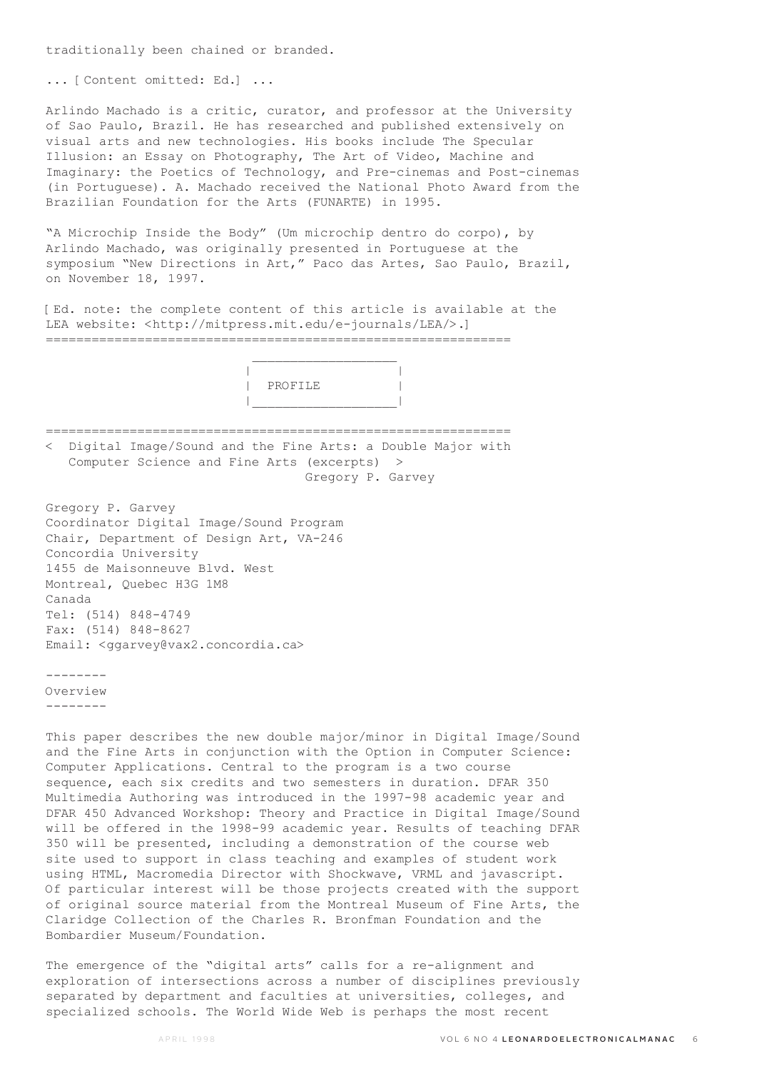traditionally been chained or branded.

... [ Content omitted: Ed.] ...

Arlindo Machado is a critic, curator, and professor at the University of Sao Paulo, Brazil. He has researched and published extensively on visual arts and new technologies. His books include The Specular Illusion: an Essay on Photography, The Art of Video, Machine and Imaginary: the Poetics of Technology, and Pre-cinemas and Post-cinemas (in Portuguese). A. Machado received the National Photo Award from the Brazilian Foundation for the Arts (FUNARTE) in 1995.

"A Microchip Inside the Body" (Um microchip dentro do corpo), by Arlindo Machado, was originally presented in Portuguese at the symposium "New Directions in Art," Paco das Artes, Sao Paulo, Brazil, on November 18, 1997.

[ Ed. note: the complete content of this article is available at the LEA website: <http://mitpress.mit.edu/e-journals/LEA/>.]

---

# PROFILE

---

## < Digital Image/Sound and the Fine Arts: a Double Major with Computer Science and Fine Arts (excerpts) >

Gregory P. Garvey

Gregory P. Garvey
Coordinator Digital Image/Sound Program
Chair, Department of Design Art, VA-246
Concordia University
1455 de Maisonneuve Blvd. West
Montreal, Quebec H3G 1M8
Canada
Tel: (514) 848-4749
Fax: (514) 848-8627
Email: <ggarvey@vax2.concordia.ca>

### Overview

This paper describes the new double major/minor in Digital Image/Sound and the Fine Arts in conjunction with the Option in Computer Science: Computer Applications. Central to the program is a two course sequence, each six credits and two semesters in duration. DFAR 350 Multimedia Authoring was introduced in the 1997-98 academic year and DFAR 450 Advanced Workshop: Theory and Practice in Digital Image/Sound will be offered in the 1998-99 academic year. Results of teaching DFAR 350 will be presented, including a demonstration of the course web site used to support in class teaching and examples of student work using HTML, Macromedia Director with Shockwave, VRML and javascript. Of particular interest will be those projects created with the support of original source material from the Montreal Museum of Fine Arts, the Claridge Collection of the Charles R. Bronfman Foundation and the Bombardier Museum/Foundation.

The emergence of the "digital arts" calls for a re-alignment and exploration of intersections across a number of disciplines previously separated by department and faculties at universities, colleges, and specialized schools. The World Wide Web is perhaps the most recent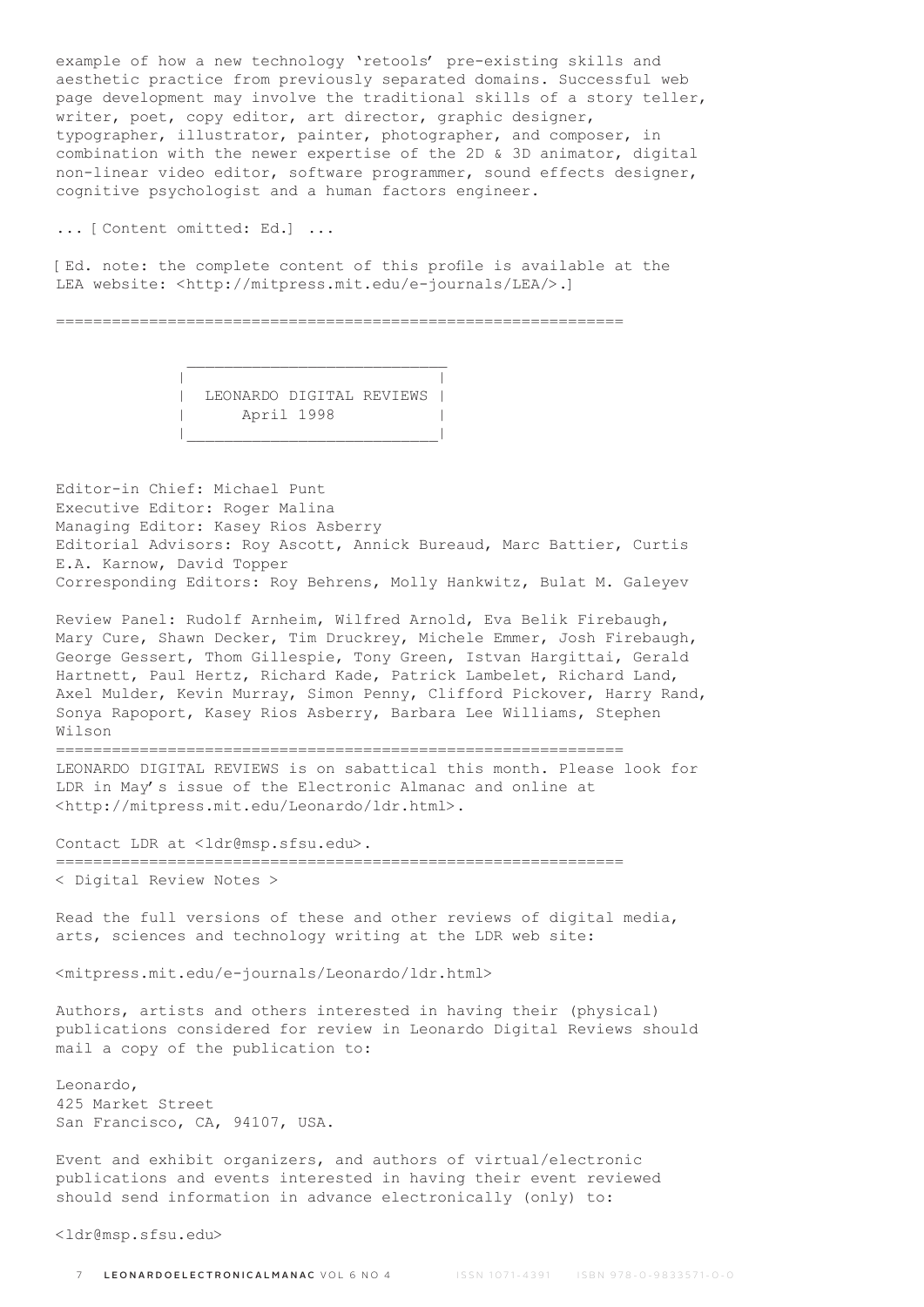example of how a new technology 'retools' pre-existing skills and aesthetic practice from previously separated domains. Successful web page development may involve the traditional skills of a story teller, writer, poet, copy editor, art director, graphic designer, typographer, illustrator, painter, photographer, and composer, in combination with the newer expertise of the 2D & 3D animator, digital non-linear video editor, software programmer, sound effects designer, cognitive psychologist and a human factors engineer.

... [ Content omitted: Ed.] ...

[ Ed. note: the complete content of this profile is available at the LEA website: <http://mitpress.mit.edu/e-journals/LEA/>.]

============================================================

## LEONARDO DIGITAL REVIEWS
April 1998

Editor-in Chief: Michael Punt
Executive Editor: Roger Malina
Managing Editor: Kasey Rios Asberry
Editorial Advisors: Roy Ascott, Annick Bureaud, Marc Battier, Curtis E.A. Karnow, David Topper
Corresponding Editors: Roy Behrens, Molly Hankwitz, Bulat M. Galeyev

Review Panel: Rudolf Arnheim, Wilfred Arnold, Eva Belik Firebaugh, Mary Cure, Shawn Decker, Tim Druckrey, Michele Emmer, Josh Firebaugh, George Gessert, Thom Gillespie, Tony Green, Istvan Hargittai, Gerald Hartnett, Paul Hertz, Richard Kade, Patrick Lambelet, Richard Land, Axel Mulder, Kevin Murray, Simon Penny, Clifford Pickover, Harry Rand, Sonya Rapoport, Kasey Rios Asberry, Barbara Lee Williams, Stephen Wilson

============================================================

LEONARDO DIGITAL REVIEWS is on sabattical this month. Please look for LDR in May's issue of the Electronic Almanac and online at <http://mitpress.mit.edu/Leonardo/ldr.html>.

Contact LDR at <ldr@msp.sfsu.edu>.

============================================================

< Digital Review Notes >

Read the full versions of these and other reviews of digital media, arts, sciences and technology writing at the LDR web site:

<mitpress.mit.edu/e-journals/Leonardo/ldr.html>

Authors, artists and others interested in having their (physical) publications considered for review in Leonardo Digital Reviews should mail a copy of the publication to:

Leonardo,
425 Market Street
San Francisco, CA, 94107, USA.

Event and exhibit organizers, and authors of virtual/electronic publications and events interested in having their event reviewed should send information in advance electronically (only) to:

<ldr@msp.sfsu.edu>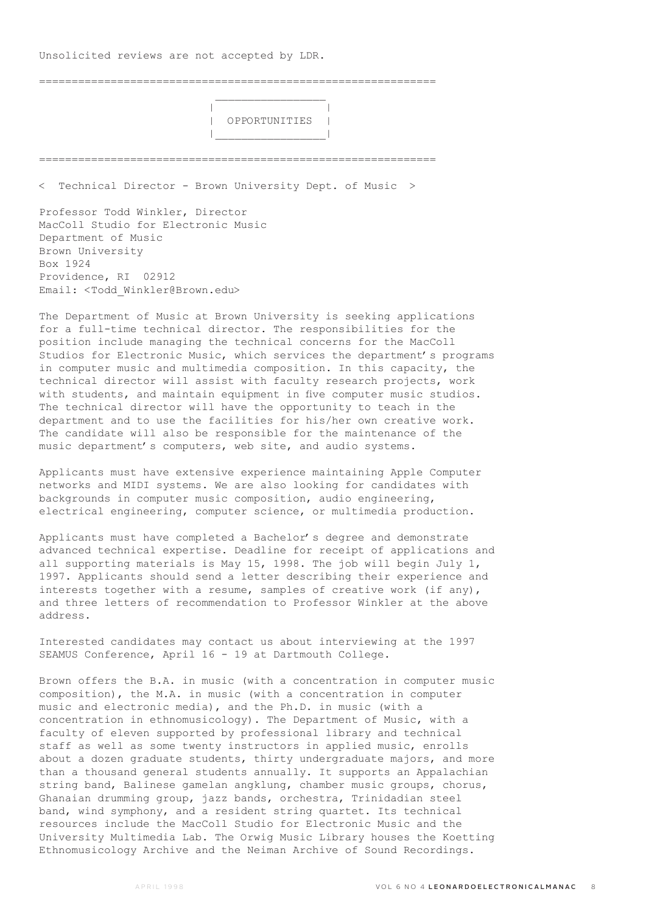Unsolicited reviews are not accepted by LDR.

# OPPORTUNITIES

## < Technical Director - Brown University Dept. of Music >

Professor Todd Winkler, Director
MacColl Studio for Electronic Music
Department of Music
Brown University
Box 1924
Providence, RI 02912
Email: <Todd_Winkler@Brown.edu>

The Department of Music at Brown University is seeking applications for a full-time technical director. The responsibilities for the position include managing the technical concerns for the MacColl Studios for Electronic Music, which services the department's programs in computer music and multimedia composition. In this capacity, the technical director will assist with faculty research projects, work with students, and maintain equipment in five computer music studios. The technical director will have the opportunity to teach in the department and to use the facilities for his/her own creative work. The candidate will also be responsible for the maintenance of the music department's computers, web site, and audio systems.

Applicants must have extensive experience maintaining Apple Computer networks and MIDI systems. We are also looking for candidates with backgrounds in computer music composition, audio engineering, electrical engineering, computer science, or multimedia production.

Applicants must have completed a Bachelor's degree and demonstrate advanced technical expertise. Deadline for receipt of applications and all supporting materials is May 15, 1998. The job will begin July 1, 1997. Applicants should send a letter describing their experience and interests together with a resume, samples of creative work (if any), and three letters of recommendation to Professor Winkler at the above address.

Interested candidates may contact us about interviewing at the 1997 SEAMUS Conference, April 16 - 19 at Dartmouth College.

Brown offers the B.A. in music (with a concentration in computer music composition), the M.A. in music (with a concentration in computer music and electronic media), and the Ph.D. in music (with a concentration in ethnomusicology). The Department of Music, with a faculty of eleven supported by professional library and technical staff as well as some twenty instructors in applied music, enrolls about a dozen graduate students, thirty undergraduate majors, and more than a thousand general students annually. It supports an Appalachian string band, Balinese gamelan angklung, chamber music groups, chorus, Ghanaian drumming group, jazz bands, orchestra, Trinidadian steel band, wind symphony, and a resident string quartet. Its technical resources include the MacColl Studio for Electronic Music and the University Multimedia Lab. The Orwig Music Library houses the Koetting Ethnomusicology Archive and the Neiman Archive of Sound Recordings.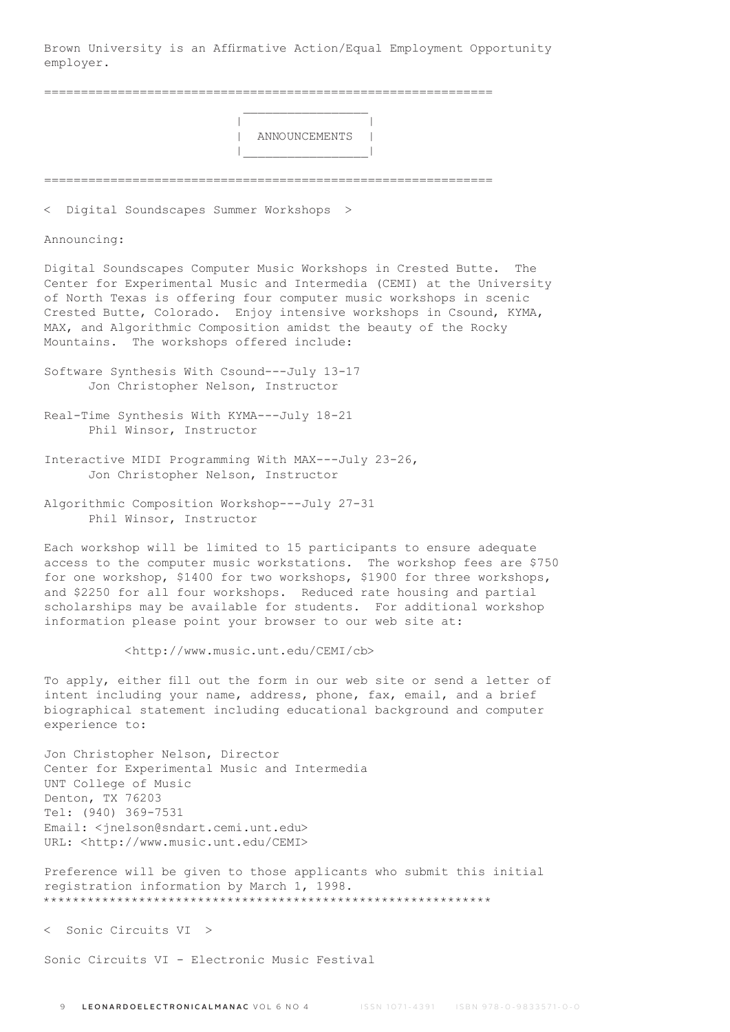Brown University is an Affirmative Action/Equal Employment Opportunity employer.

---

## ANNOUNCEMENTS

---

### < Digital Soundscapes Summer Workshops >

Announcing:

Digital Soundscapes Computer Music Workshops in Crested Butte. The Center for Experimental Music and Intermedia (CEMI) at the University of North Texas is offering four computer music workshops in scenic Crested Butte, Colorado. Enjoy intensive workshops in Csound, KYMA, MAX, and Algorithmic Composition amidst the beauty of the Rocky Mountains. The workshops offered include:

Software Synthesis With Csound---July 13-17
Jon Christopher Nelson, Instructor

Real-Time Synthesis With KYMA---July 18-21
Phil Winsor, Instructor

Interactive MIDI Programming With MAX---July 23-26,
Jon Christopher Nelson, Instructor

Algorithmic Composition Workshop---July 27-31
Phil Winsor, Instructor

Each workshop will be limited to 15 participants to ensure adequate access to the computer music workstations. The workshop fees are $750 for one workshop, $1400 for two workshops, $1900 for three workshops, and $2250 for all four workshops. Reduced rate housing and partial scholarships may be available for students. For additional workshop information please point your browser to our web site at:

<http://www.music.unt.edu/CEMI/cb>

To apply, either fill out the form in our web site or send a letter of intent including your name, address, phone, fax, email, and a brief biographical statement including educational background and computer experience to:

Jon Christopher Nelson, Director
Center for Experimental Music and Intermedia
UNT College of Music
Denton, TX 76203
Tel: (940) 369-7531
Email: <jnelson@sndart.cemi.unt.edu>
URL: <http://www.music.unt.edu/CEMI>

Preference will be given to those applicants who submit this initial registration information by March 1, 1998.

************************************************************

### < Sonic Circuits VI >

Sonic Circuits VI - Electronic Music Festival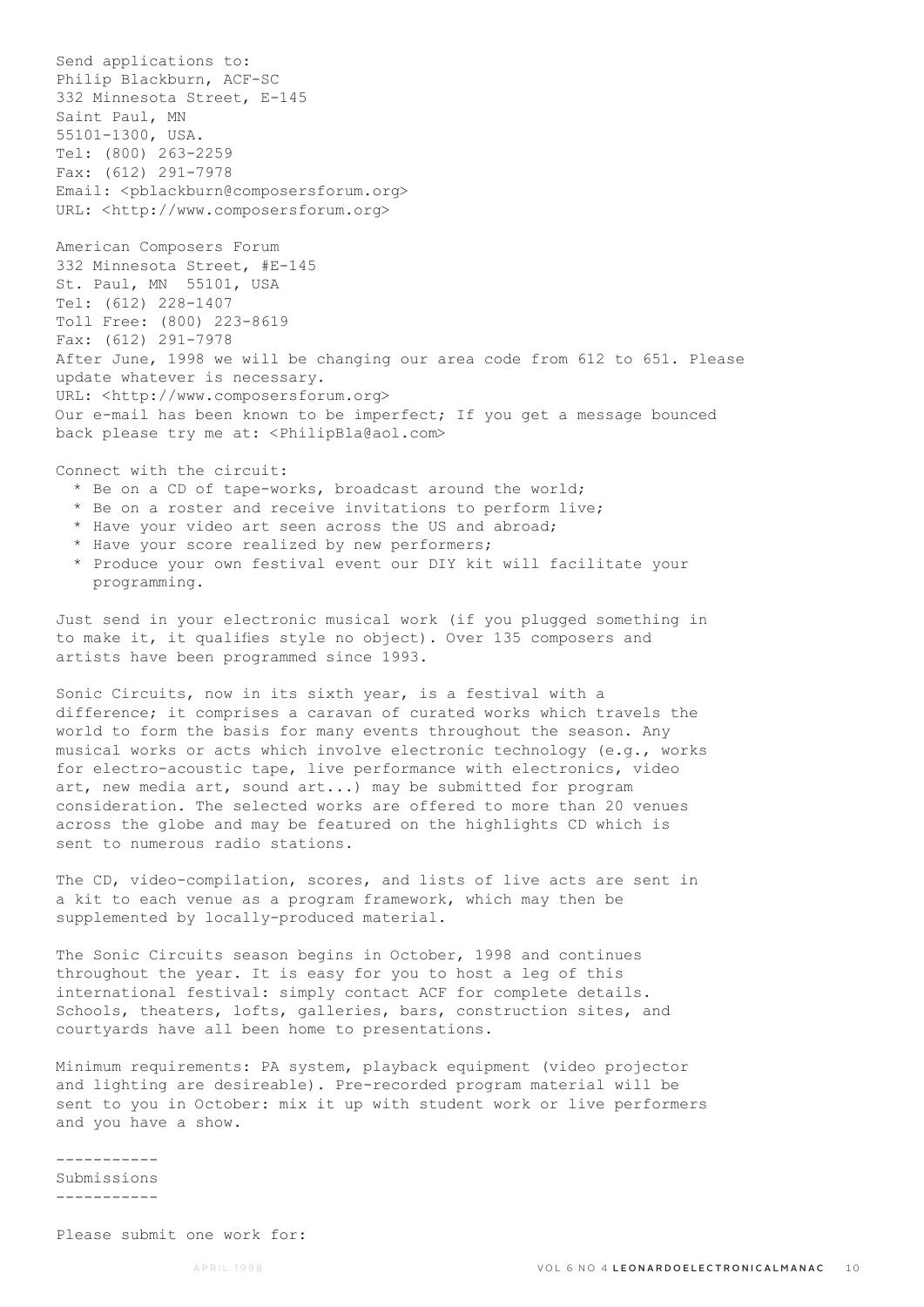Send applications to:
Philip Blackburn, ACF-SC
332 Minnesota Street, E-145
Saint Paul, MN
55101-1300, USA.
Tel: (800) 263-2259
Fax: (612) 291-7978
Email: <pblackburn@composersforum.org>
URL: <http://www.composersforum.org>

American Composers Forum
332 Minnesota Street, #E-145
St. Paul, MN 55101, USA
Tel: (612) 228-1407
Toll Free: (800) 223-8619
Fax: (612) 291-7978
After June, 1998 we will be changing our area code from 612 to 651. Please update whatever is necessary.
URL: <http://www.composersforum.org>
Our e-mail has been known to be imperfect; If you get a message bounced back please try me at: <PhilipBla@aol.com>

Connect with the circuit:

* Be on a CD of tape-works, broadcast around the world;
* Be on a roster and receive invitations to perform live;
* Have your video art seen across the US and abroad;
* Have your score realized by new performers;
* Produce your own festival event our DIY kit will facilitate your programming.

Just send in your electronic musical work (if you plugged something in to make it, it qualifies style no object). Over 135 composers and artists have been programmed since 1993.

Sonic Circuits, now in its sixth year, is a festival with a difference; it comprises a caravan of curated works which travels the world to form the basis for many events throughout the season. Any musical works or acts which involve electronic technology (e.g., works for electro-acoustic tape, live performance with electronics, video art, new media art, sound art...) may be submitted for program consideration. The selected works are offered to more than 20 venues across the globe and may be featured on the highlights CD which is sent to numerous radio stations.

The CD, video-compilation, scores, and lists of live acts are sent in a kit to each venue as a program framework, which may then be supplemented by locally-produced material.

The Sonic Circuits season begins in October, 1998 and continues throughout the year. It is easy for you to host a leg of this international festival: simply contact ACF for complete details. Schools, theaters, lofts, galleries, bars, construction sites, and courtyards have all been home to presentations.

Minimum requirements: PA system, playback equipment (video projector and lighting are desireable). Pre-recorded program material will be sent to you in October: mix it up with student work or live performers and you have a show.

## Submissions

Please submit one work for: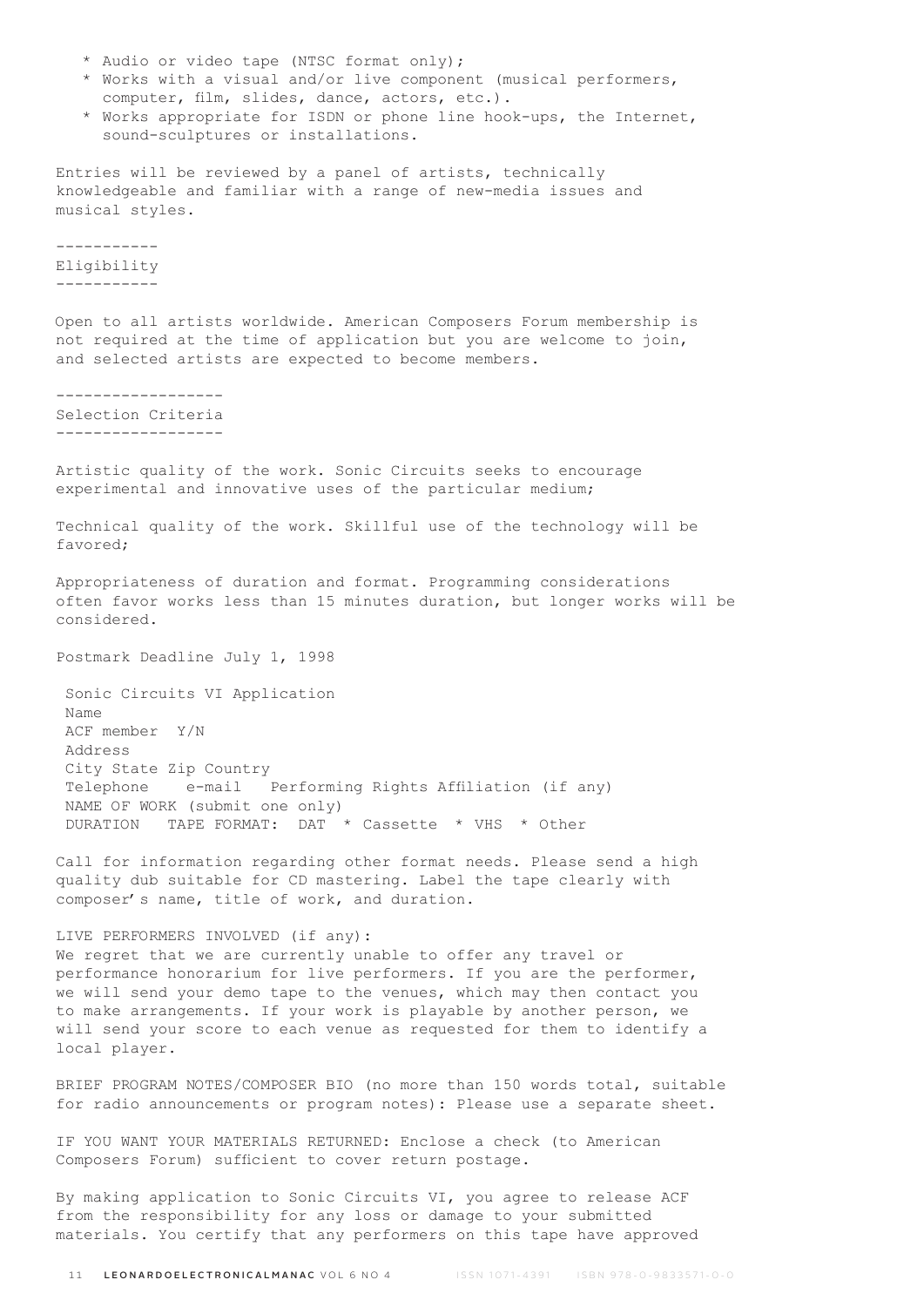* Audio or video tape (NTSC format only);
* Works with a visual and/or live component (musical performers, computer, film, slides, dance, actors, etc.).
* Works appropriate for ISDN or phone line hook-ups, the Internet, sound-sculptures or installations.

Entries will be reviewed by a panel of artists, technically knowledgeable and familiar with a range of new-media issues and musical styles.

## Eligibility

Open to all artists worldwide. American Composers Forum membership is not required at the time of application but you are welcome to join, and selected artists are expected to become members.

## Selection Criteria

Artistic quality of the work. Sonic Circuits seeks to encourage experimental and innovative uses of the particular medium;

Technical quality of the work. Skillful use of the technology will be favored;

Appropriateness of duration and format. Programming considerations often favor works less than 15 minutes duration, but longer works will be considered.

Postmark Deadline July 1, 1998

Sonic Circuits VI Application
Name
ACF member Y/N
Address
City State Zip Country
Telephone e-mail Performing Rights Affiliation (if any)
NAME OF WORK (submit one only)
DURATION TAPE FORMAT: DAT * Cassette * VHS * Other

Call for information regarding other format needs. Please send a high quality dub suitable for CD mastering. Label the tape clearly with composer's name, title of work, and duration.

LIVE PERFORMERS INVOLVED (if any):
We regret that we are currently unable to offer any travel or performance honorarium for live performers. If you are the performer, we will send your demo tape to the venues, which may then contact you to make arrangements. If your work is playable by another person, we will send your score to each venue as requested for them to identify a local player.

BRIEF PROGRAM NOTES/COMPOSER BIO (no more than 150 words total, suitable for radio announcements or program notes): Please use a separate sheet.

IF YOU WANT YOUR MATERIALS RETURNED: Enclose a check (to American Composers Forum) sufficient to cover return postage.

By making application to Sonic Circuits VI, you agree to release ACF from the responsibility for any loss or damage to your submitted materials. You certify that any performers on this tape have approved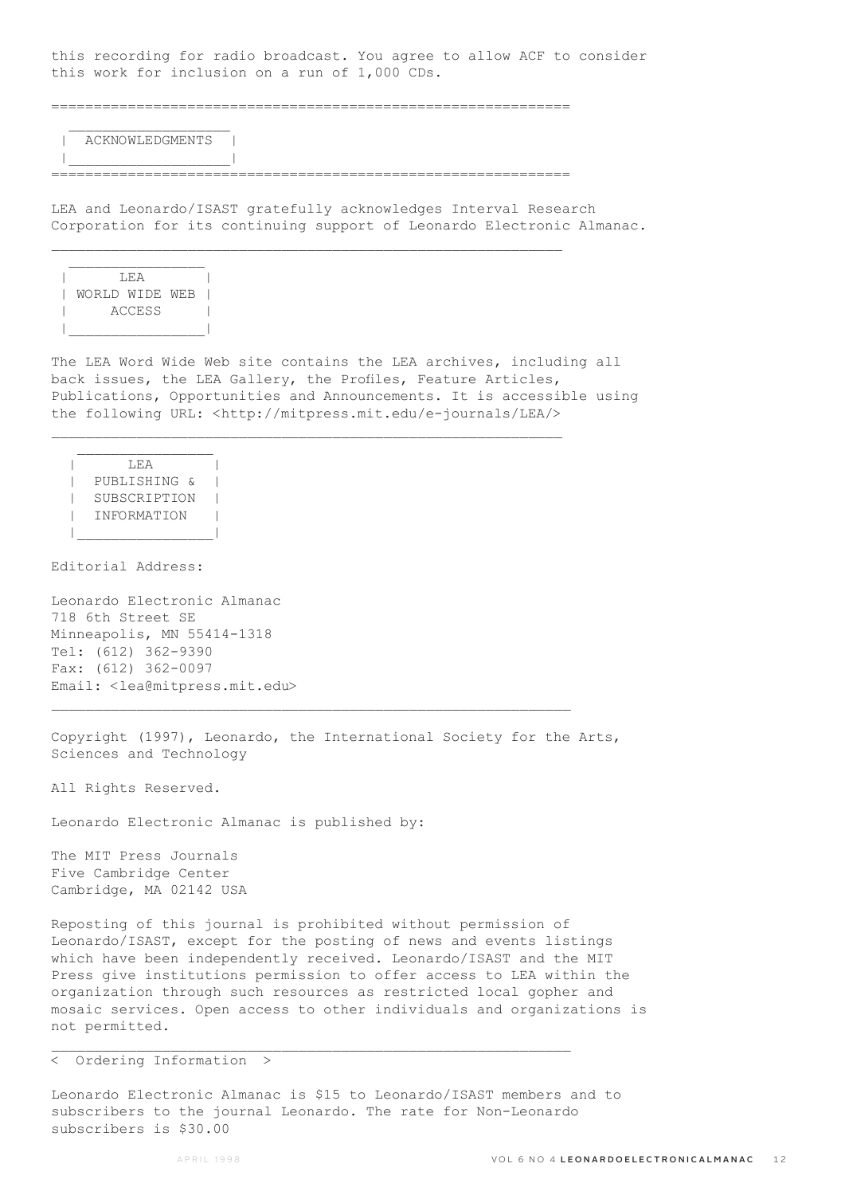this recording for radio broadcast. You agree to allow ACF to consider this work for inclusion on a run of 1,000 CDs.

## ACKNOWLEDGMENTS

LEA and Leonardo/ISAST gratefully acknowledges Interval Research Corporation for its continuing support of Leonardo Electronic Almanac.

## LEA WORLD WIDE WEB ACCESS

The LEA Word Wide Web site contains the LEA archives, including all back issues, the LEA Gallery, the Profiles, Feature Articles, Publications, Opportunities and Announcements. It is accessible using the following URL: <http://mitpress.mit.edu/e-journals/LEA/>

## LEA PUBLISHING & SUBSCRIPTION INFORMATION

Editorial Address:

Leonardo Electronic Almanac
718 6th Street SE
Minneapolis, MN 55414-1318
Tel: (612) 362-9390
Fax: (612) 362-0097
Email: <lea@mitpress.mit.edu>

Copyright (1997), Leonardo, the International Society for the Arts, Sciences and Technology

All Rights Reserved.

Leonardo Electronic Almanac is published by:

The MIT Press Journals
Five Cambridge Center
Cambridge, MA 02142 USA

Reposting of this journal is prohibited without permission of Leonardo/ISAST, except for the posting of news and events listings which have been independently received. Leonardo/ISAST and the MIT Press give institutions permission to offer access to LEA within the organization through such resources as restricted local gopher and mosaic services. Open access to other individuals and organizations is not permitted.

< Ordering Information >

Leonardo Electronic Almanac is $15 to Leonardo/ISAST members and to subscribers to the journal Leonardo. The rate for Non-Leonardo subscribers is $30.00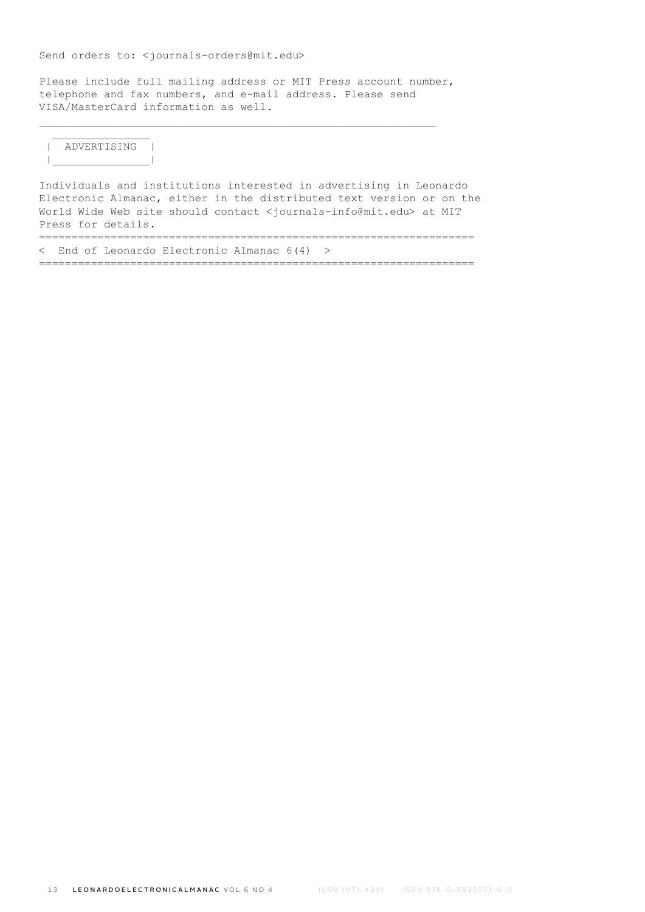Send orders to: <journals-orders@mit.edu>

Please include full mailing address or MIT Press account number, telephone and fax numbers, and e-mail address. Please send VISA/MasterCard information as well.

---

## ADVERTISING

Individuals and institutions interested in advertising in Leonardo Electronic Almanac, either in the distributed text version or on the World Wide Web site should contact <journals-info@mit.edu> at MIT Press for details.

---

< End of Leonardo Electronic Almanac 6(4) >

---